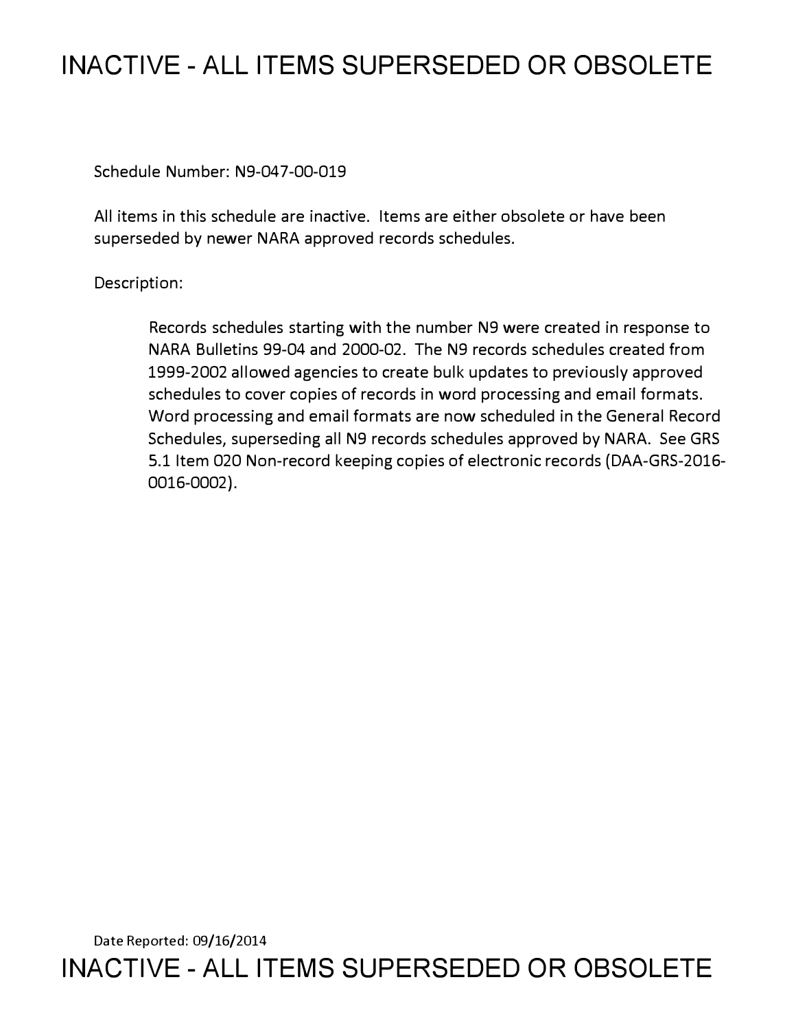# INACTIVE - ALL ITEMS SUPERSEDED OR OBSOLETE

Schedule Number: N9-047-00-019

All items in this schedule are inactive. Items are either obsolete or have been superseded by newer NARA approved records schedules.

Description:

> Records schedules starting with the number N9 were created in response to NARA Bulletins 99-04 and 2000-02. The N9 records schedules created from 1999-2002 allowed agencies to create bulk updates to previously approved schedules to cover copies of records in word processing and email formats. Word processing and email formats are now scheduled in the General Record Schedules, superseding all N9 records schedules approved by NARA. See GRS 5.1 Item 020 Non-record keeping copies of electronic records (DAA-GRS-2016-0016-0002).

Date Reported: 09/16/2014

# INACTIVE - ALL ITEMS SUPERSEDED OR OBSOLETE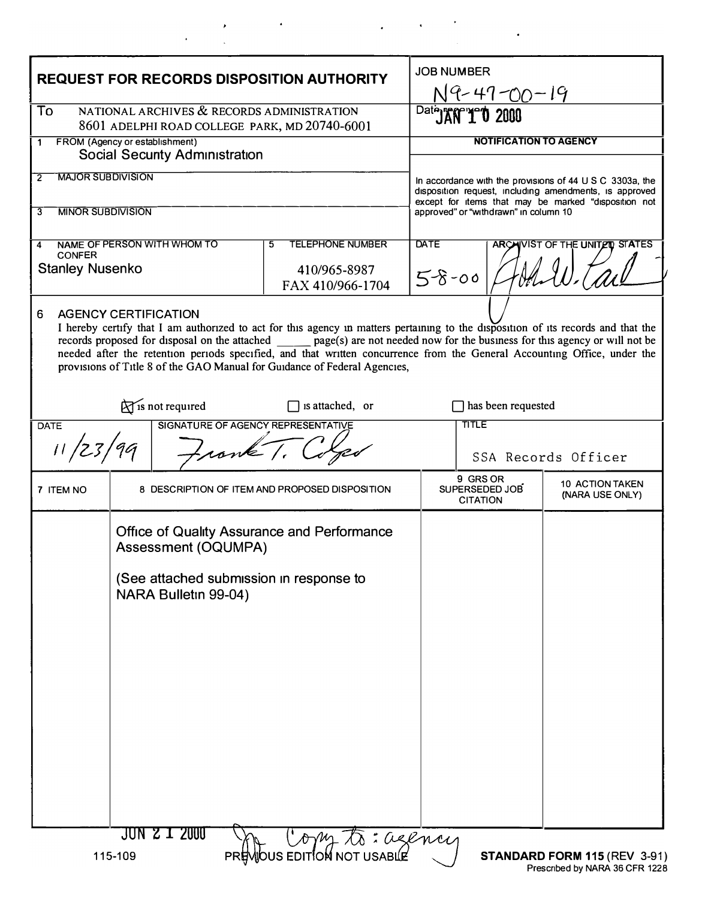# REQUEST FOR RECORDS DISPOSITION AUTHORITY

**JOB NUMBER** N9-47-00-19

**To** NATIONAL ARCHIVES & RECORDS ADMINISTRATION
8601 ADELPHI ROAD COLLEGE PARK, MD 20740-6001

**Date received** JAN 10 2000

**1 FROM (Agency or establishment)**
Social Security Administration

**2 MAJOR SUBDIVISION**

**3 MINOR SUBDIVISION**

**NOTIFICATION TO AGENCY**

In accordance with the provisions of 44 U S C 3303a, the disposition request, including amendments, is approved except for items that may be marked "disposition not approved" or "withdrawn" in column 10

**4 NAME OF PERSON WITH WHOM TO CONFER**
Stanley Nusenko

**5 TELEPHONE NUMBER**
410/965-8987
FAX 410/966-1704

**DATE** 5-8-00

**ARCHIVIST OF THE UNITED STATES** [signature]

**6 AGENCY CERTIFICATION**

I hereby certify that I am authorized to act for this agency in matters pertaining to the disposition of its records and that the records proposed for disposal on the attached ______ page(s) are not needed now for the business for this agency or will not be needed after the retention periods specified, and that written concurrence from the General Accounting Office, under the provisions of Title 8 of the GAO Manual for Guidance of Federal Agencies,

☒ is not required ☐ is attached, or ☐ has been requested

| DATE | SIGNATURE OF AGENCY REPRESENTATIVE | TITLE |
|---|---|---|
| 11/23/99 | Frank T. Colgo | SSA Records Officer |

| 7 ITEM NO | 8 DESCRIPTION OF ITEM AND PROPOSED DISPOSITION | 9 GRS OR SUPERSEDED JOB CITATION | 10 ACTION TAKEN (NARA USE ONLY) |
|---|---|---|---|
| | Office of Quality Assurance and Performance Assessment (OQUMPA)<br><br>(See attached submission in response to NARA Bulletin 99-04) | | |

JUN 21 2000 Copy to: agency

115-109 PREVIOUS EDITION NOT USABLE **STANDARD FORM 115** (REV 3-91)
Prescribed by NARA 36 CFR 1228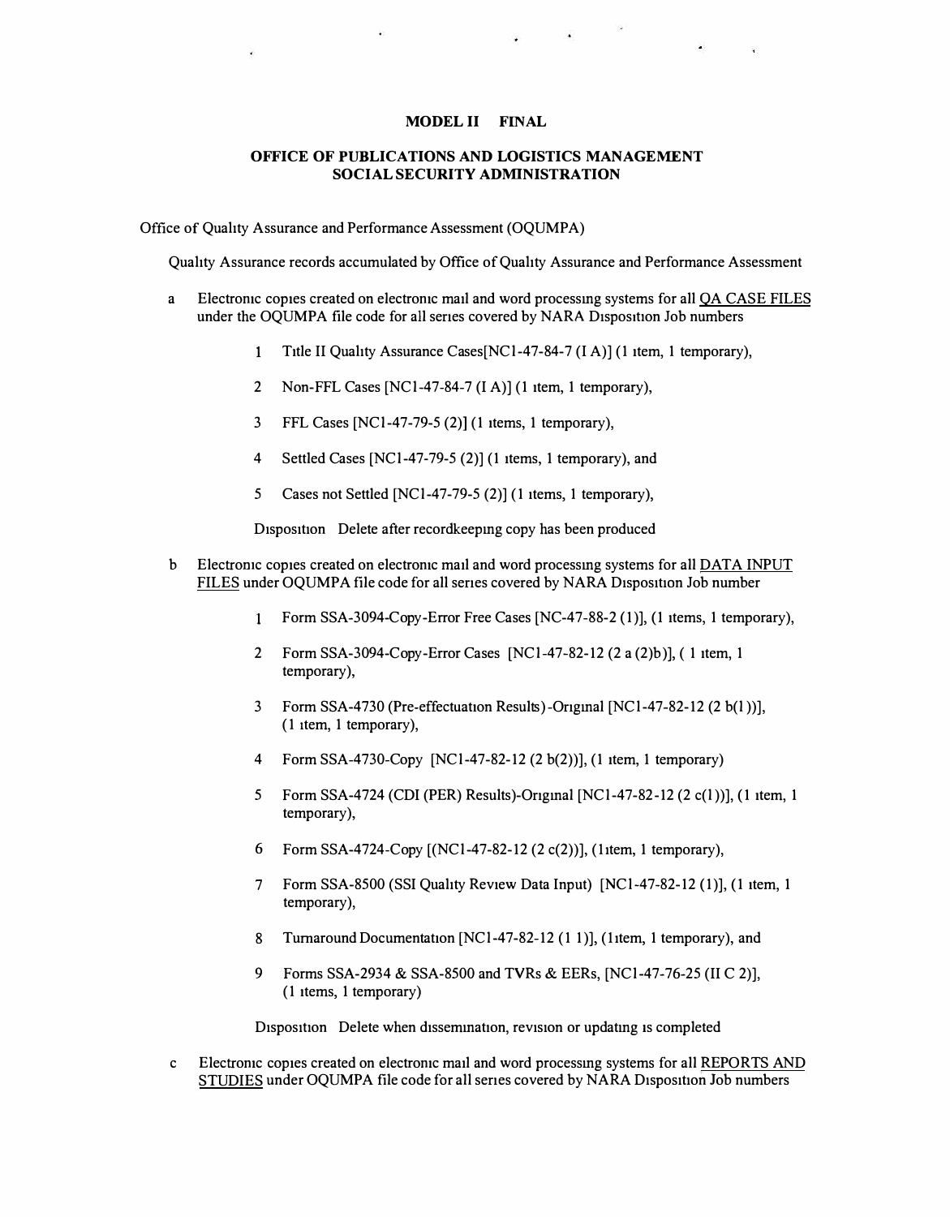**MODEL II FINAL**

**OFFICE OF PUBLICATIONS AND LOGISTICS MANAGEMENT**
**SOCIAL SECURITY ADMINISTRATION**

Office of Quality Assurance and Performance Assessment (OQUMPA)

Quality Assurance records accumulated by Office of Quality Assurance and Performance Assessment

a Electronic copies created on electronic mail and word processing systems for all <u>QA CASE FILES</u> under the OQUMPA file code for all series covered by NARA Disposition Job numbers

1 Title II Quality Assurance Cases[NC1-47-84-7 (I A)] (1 item, 1 temporary),

2 Non-FFL Cases [NC1-47-84-7 (I A)] (1 item, 1 temporary),

3 FFL Cases [NC1-47-79-5 (2)] (1 items, 1 temporary),

4 Settled Cases [NC1-47-79-5 (2)] (1 items, 1 temporary), and

5 Cases not Settled [NC1-47-79-5 (2)] (1 items, 1 temporary),

Disposition Delete after recordkeeping copy has been produced

b Electronic copies created on electronic mail and word processing systems for all <u>DATA INPUT FILES</u> under OQUMPA file code for all series covered by NARA Disposition Job number

1 Form SSA-3094-Copy-Error Free Cases [NC-47-88-2 (1)], (1 items, 1 temporary),

2 Form SSA-3094-Copy-Error Cases [NC1-47-82-12 (2 a (2)b)], ( 1 item, 1 temporary),

3 Form SSA-4730 (Pre-effectuation Results)-Original [NC1-47-82-12 (2 b(1))], (1 item, 1 temporary),

4 Form SSA-4730-Copy [NC1-47-82-12 (2 b(2))], (1 item, 1 temporary)

5 Form SSA-4724 (CDI (PER) Results)-Original [NC1-47-82-12 (2 c(1))], (1 item, 1 temporary),

6 Form SSA-4724-Copy [(NC1-47-82-12 (2 c(2))], (1item, 1 temporary),

7 Form SSA-8500 (SSI Quality Review Data Input) [NC1-47-82-12 (1)], (1 item, 1 temporary),

8 Turnaround Documentation [NC1-47-82-12 (1 1)], (1item, 1 temporary), and

9 Forms SSA-2934 & SSA-8500 and TVRs & EERs, [NC1-47-76-25 (II C 2)], (1 items, 1 temporary)

Disposition Delete when dissemination, revision or updating is completed

c Electronic copies created on electronic mail and word processing systems for all <u>REPORTS AND STUDIES</u> under OQUMPA file code for all series covered by NARA Disposition Job numbers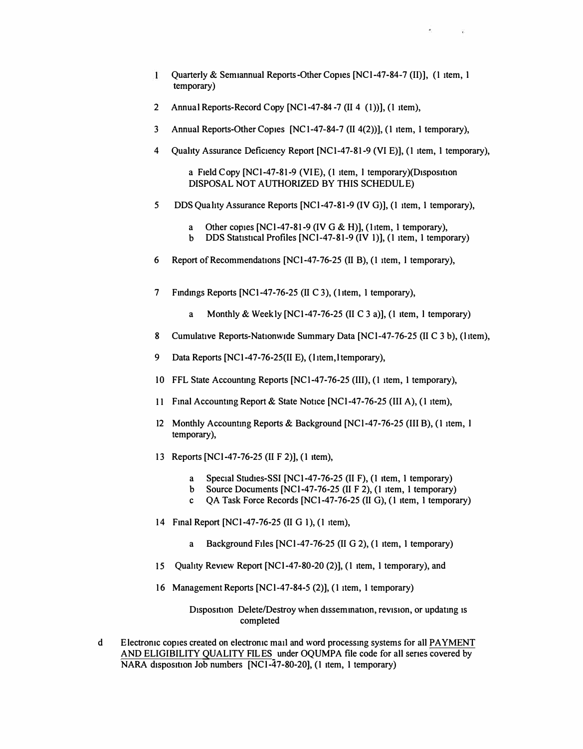1. Quarterly & Semiannual Reports-Other Copies [NC1-47-84-7 (II)], (1 item, 1 temporary)

2. Annual Reports-Record Copy [NC1-47-84-7 (II 4 (1))], (1 item),

3. Annual Reports-Other Copies [NC1-47-84-7 (II 4(2))], (1 item, 1 temporary),

4. Quality Assurance Deficiency Report [NC1-47-81-9 (VI E)], (1 item, 1 temporary),

   a Field Copy [NC1-47-81-9 (VI E), (1 item, 1 temporary)(Disposition DISPOSAL NOT AUTHORIZED BY THIS SCHEDULE)

5. DDS Quality Assurance Reports [NC1-47-81-9 (IV G)], (1 item, 1 temporary),

   a Other copies [NC1-47-81-9 (IV G & H)], (1item, 1 temporary),
   b DDS Statistical Profiles [NC1-47-81-9 (IV 1)], (1 item, 1 temporary)

6. Report of Recommendations [NC1-47-76-25 (II B), (1 item, 1 temporary),

7. Findings Reports [NC1-47-76-25 (II C 3), (1item, 1 temporary),

   a Monthly & Weekly [NC1-47-76-25 (II C 3 a)], (1 item, 1 temporary)

8. Cumulative Reports-Nationwide Summary Data [NC1-47-76-25 (II C 3 b), (1item),

9. Data Reports [NC1-47-76-25(II E), (1item,1temporary),

10. FFL State Accounting Reports [NC1-47-76-25 (III), (1 item, 1 temporary),

11. Final Accounting Report & State Notice [NC1-47-76-25 (III A), (1 item),

12. Monthly Accounting Reports & Background [NC1-47-76-25 (III B), (1 item, 1 temporary),

13. Reports [NC1-47-76-25 (II F 2)], (1 item),

    a Special Studies-SSI [NC1-47-76-25 (II F), (1 item, 1 temporary)
    b Source Documents [NC1-47-76-25 (II F 2), (1 item, 1 temporary)
    c QA Task Force Records [NC1-47-76-25 (II G), (1 item, 1 temporary)

14. Final Report [NC1-47-76-25 (II G 1), (1 item),

    a Background Files [NC1-47-76-25 (II G 2), (1 item, 1 temporary)

15. Quality Review Report [NC1-47-80-20 (2)], (1 item, 1 temporary), and

16. Management Reports [NC1-47-84-5 (2)], (1 item, 1 temporary)

    Disposition Delete/Destroy when dissemination, revision, or updating is completed

d Electronic copies created on electronic mail and word processing systems for all <u>PAYMENT AND ELIGIBILITY QUALITY FILES</u> under OQUMPA file code for all series covered by NARA disposition Job numbers [NC1-47-80-20], (1 item, 1 temporary)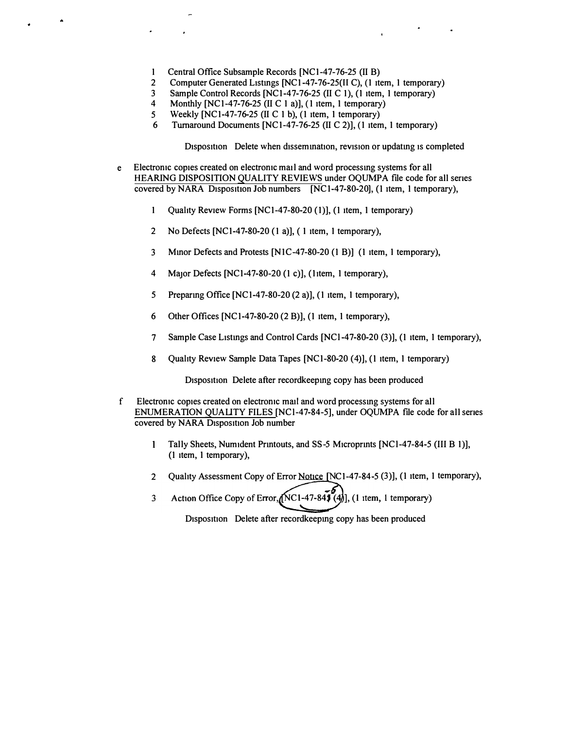1 Central Office Subsample Records [NC1-47-76-25 (II B)
2 Computer Generated Listings [NC1-47-76-25(II C), (1 item, 1 temporary)
3 Sample Control Records [NC1-47-76-25 (II C 1), (1 item, 1 temporary)
4 Monthly [NC1-47-76-25 (II C 1 a)], (1 item, 1 temporary)
5 Weekly [NC1-47-76-25 (II C 1 b), (1 item, 1 temporary)
6 Turnaround Documents [NC1-47-76-25 (II C 2)], (1 item, 1 temporary)

Disposition Delete when dissemination, revision or updating is completed

e Electronic copies created on electronic mail and word processing systems for all HEARING DISPOSITION QUALITY REVIEWS under OQUMPA file code for all series covered by NARA Disposition Job numbers [NC1-47-80-20], (1 item, 1 temporary),

1 Quality Review Forms [NC1-47-80-20 (1)], (1 item, 1 temporary)

2 No Defects [NC1-47-80-20 (1 a)], ( 1 item, 1 temporary),

3 Minor Defects and Protests [N1C-47-80-20 (1 B)] (1 item, 1 temporary),

4 Major Defects [NC1-47-80-20 (1 c)], (1item, 1 temporary),

5 Preparing Office [NC1-47-80-20 (2 a)], (1 item, 1 temporary),

6 Other Offices [NC1-47-80-20 (2 B)], (1 item, 1 temporary),

7 Sample Case Listings and Control Cards [NC1-47-80-20 (3)], (1 item, 1 temporary),

8 Quality Review Sample Data Tapes [NC1-80-20 (4)], (1 item, 1 temporary)

Disposition Delete after recordkeeping copy has been produced

f Electronic copies created on electronic mail and word processing systems for all ENUMERATION QUALITY FILES [NC1-47-84-5], under OQUMPA file code for all series covered by NARA Disposition Job number

1 Tally Sheets, Numident Printouts, and SS-5 Microprints [NC1-47-84-5 (III B 1)], (1 item, 1 temporary),

2 Quality Assessment Copy of Error Notice [NC1-47-84-5 (3)], (1 item, 1 temporary),

3 Action Office Copy of Error, [NC1-47-84-5 (4)], (1 item, 1 temporary)

Disposition Delete after recordkeeping copy has been produced